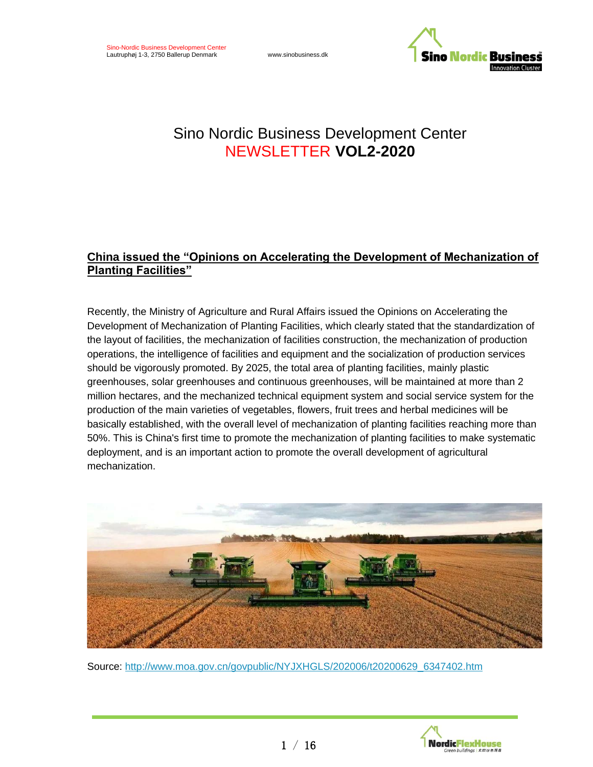# Sino Nordic Business Development Center
# NEWSLETTER **VOL2-2020**

## China issued the "Opinions on Accelerating the Development of Mechanization of Planting Facilities"

Recently, the Ministry of Agriculture and Rural Affairs issued the Opinions on Accelerating the Development of Mechanization of Planting Facilities, which clearly stated that the standardization of the layout of facilities, the mechanization of facilities construction, the mechanization of production operations, the intelligence of facilities and equipment and the socialization of production services should be vigorously promoted. By 2025, the total area of planting facilities, mainly plastic greenhouses, solar greenhouses and continuous greenhouses, will be maintained at more than 2 million hectares, and the mechanized technical equipment system and social service system for the production of the main varieties of vegetables, flowers, fruit trees and herbal medicines will be basically established, with the overall level of mechanization of planting facilities reaching more than 50%. This is China's first time to promote the mechanization of planting facilities to make systematic deployment, and is an important action to promote the overall development of agricultural mechanization.

Source: http://www.moa.gov.cn/govpublic/NYJXHGLS/202006/t20200629_6347402.htm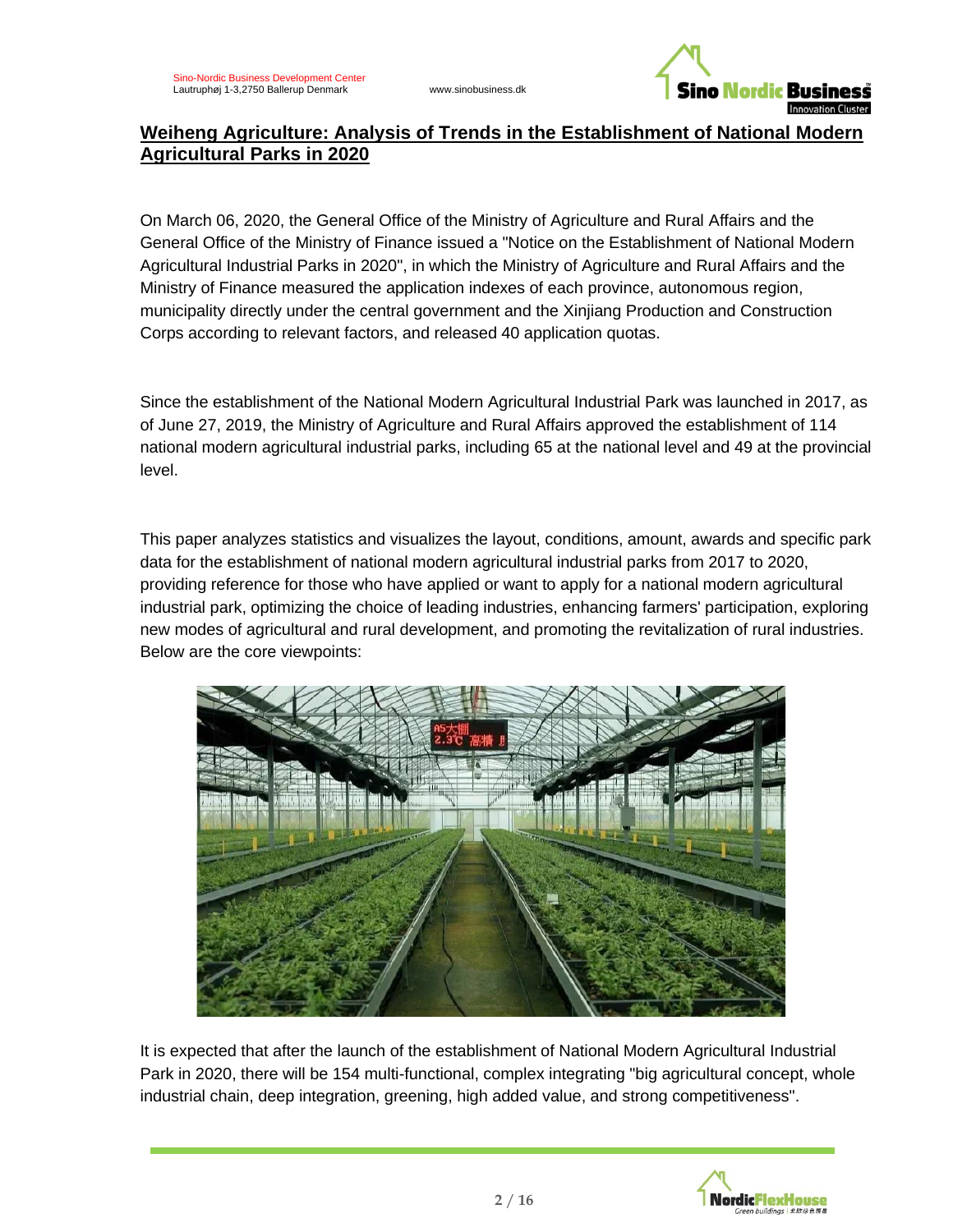## Weiheng Agriculture: Analysis of Trends in the Establishment of National Modern Agricultural Parks in 2020

On March 06, 2020, the General Office of the Ministry of Agriculture and Rural Affairs and the General Office of the Ministry of Finance issued a "Notice on the Establishment of National Modern Agricultural Industrial Parks in 2020", in which the Ministry of Agriculture and Rural Affairs and the Ministry of Finance measured the application indexes of each province, autonomous region, municipality directly under the central government and the Xinjiang Production and Construction Corps according to relevant factors, and released 40 application quotas.

Since the establishment of the National Modern Agricultural Industrial Park was launched in 2017, as of June 27, 2019, the Ministry of Agriculture and Rural Affairs approved the establishment of 114 national modern agricultural industrial parks, including 65 at the national level and 49 at the provincial level.

This paper analyzes statistics and visualizes the layout, conditions, amount, awards and specific park data for the establishment of national modern agricultural industrial parks from 2017 to 2020, providing reference for those who have applied or want to apply for a national modern agricultural industrial park, optimizing the choice of leading industries, enhancing farmers' participation, exploring new modes of agricultural and rural development, and promoting the revitalization of rural industries. Below are the core viewpoints:

It is expected that after the launch of the establishment of National Modern Agricultural Industrial Park in 2020, there will be 154 multi-functional, complex integrating "big agricultural concept, whole industrial chain, deep integration, greening, high added value, and strong competitiveness".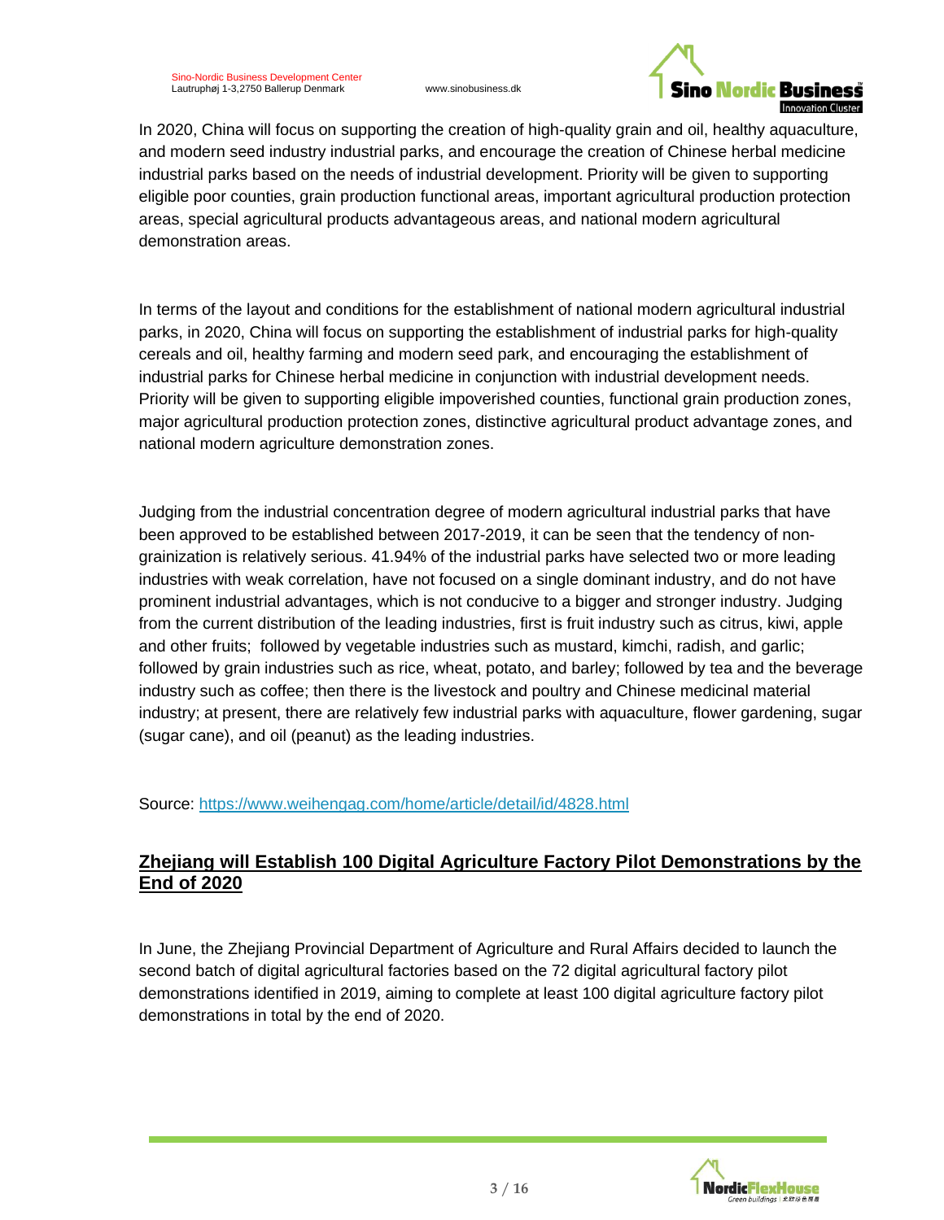In 2020, China will focus on supporting the creation of high-quality grain and oil, healthy aquaculture, and modern seed industry industrial parks, and encourage the creation of Chinese herbal medicine industrial parks based on the needs of industrial development. Priority will be given to supporting eligible poor counties, grain production functional areas, important agricultural production protection areas, special agricultural products advantageous areas, and national modern agricultural demonstration areas.

In terms of the layout and conditions for the establishment of national modern agricultural industrial parks, in 2020, China will focus on supporting the establishment of industrial parks for high-quality cereals and oil, healthy farming and modern seed park, and encouraging the establishment of industrial parks for Chinese herbal medicine in conjunction with industrial development needs. Priority will be given to supporting eligible impoverished counties, functional grain production zones, major agricultural production protection zones, distinctive agricultural product advantage zones, and national modern agriculture demonstration zones.

Judging from the industrial concentration degree of modern agricultural industrial parks that have been approved to be established between 2017-2019, it can be seen that the tendency of non-grainization is relatively serious. 41.94% of the industrial parks have selected two or more leading industries with weak correlation, have not focused on a single dominant industry, and do not have prominent industrial advantages, which is not conducive to a bigger and stronger industry. Judging from the current distribution of the leading industries, first is fruit industry such as citrus, kiwi, apple and other fruits; followed by vegetable industries such as mustard, kimchi, radish, and garlic; followed by grain industries such as rice, wheat, potato, and barley; followed by tea and the beverage industry such as coffee; then there is the livestock and poultry and Chinese medicinal material industry; at present, there are relatively few industrial parks with aquaculture, flower gardening, sugar (sugar cane), and oil (peanut) as the leading industries.

Source: https://www.weihengag.com/home/article/detail/id/4828.html

## Zhejiang will Establish 100 Digital Agriculture Factory Pilot Demonstrations by the End of 2020

In June, the Zhejiang Provincial Department of Agriculture and Rural Affairs decided to launch the second batch of digital agricultural factories based on the 72 digital agricultural factory pilot demonstrations identified in 2019, aiming to complete at least 100 digital agriculture factory pilot demonstrations in total by the end of 2020.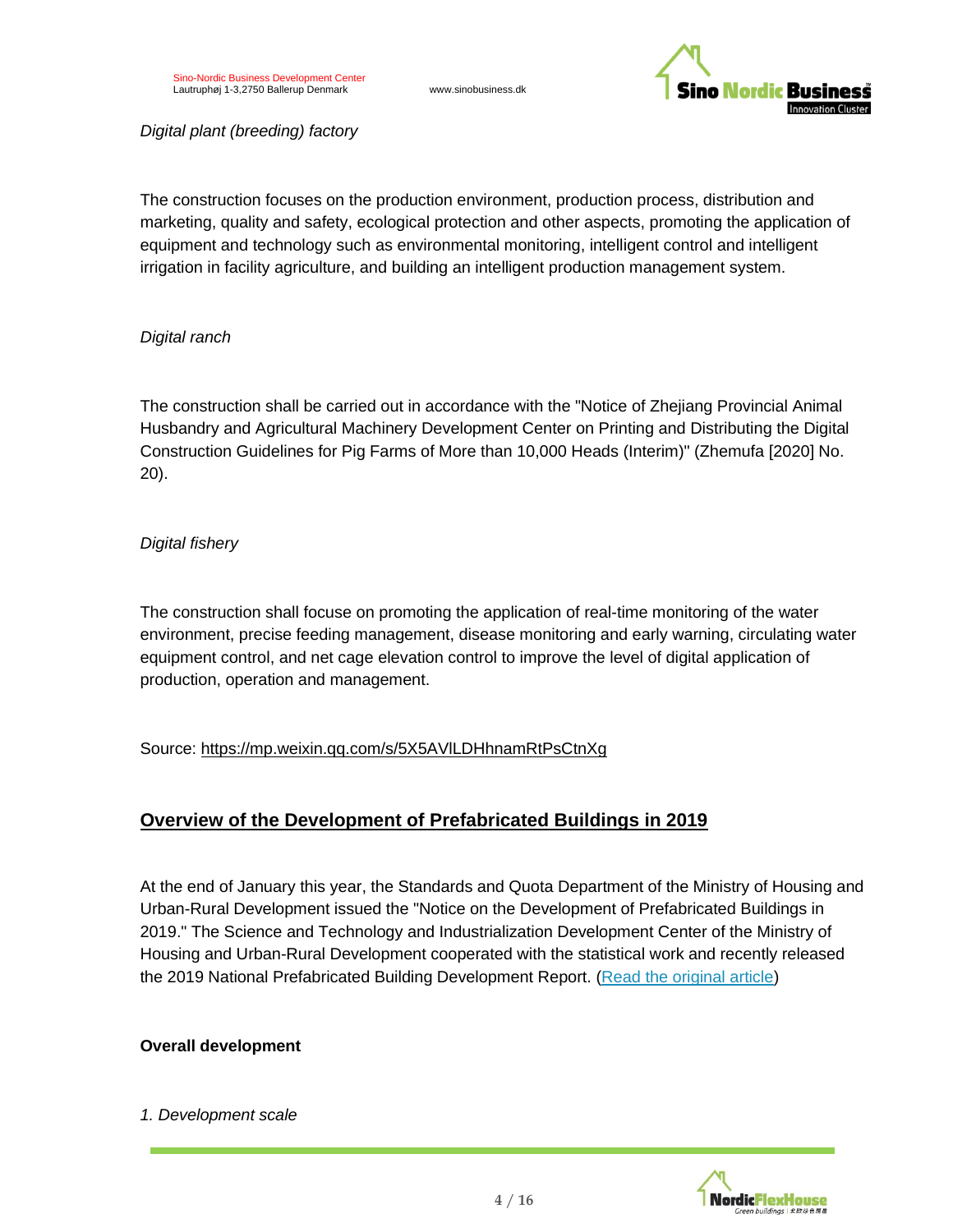*Digital plant (breeding) factory*

The construction focuses on the production environment, production process, distribution and marketing, quality and safety, ecological protection and other aspects, promoting the application of equipment and technology such as environmental monitoring, intelligent control and intelligent irrigation in facility agriculture, and building an intelligent production management system.

*Digital ranch*

The construction shall be carried out in accordance with the "Notice of Zhejiang Provincial Animal Husbandry and Agricultural Machinery Development Center on Printing and Distributing the Digital Construction Guidelines for Pig Farms of More than 10,000 Heads (Interim)" (Zhemufa [2020] No. 20).

*Digital fishery*

The construction shall focuse on promoting the application of real-time monitoring of the water environment, precise feeding management, disease monitoring and early warning, circulating water equipment control, and net cage elevation control to improve the level of digital application of production, operation and management.

Source: https://mp.weixin.qq.com/s/5X5AVlLDHhnamRtPsCtnXg

## Overview of the Development of Prefabricated Buildings in 2019

At the end of January this year, the Standards and Quota Department of the Ministry of Housing and Urban-Rural Development issued the "Notice on the Development of Prefabricated Buildings in 2019." The Science and Technology and Industrialization Development Center of the Ministry of Housing and Urban-Rural Development cooperated with the statistical work and recently released the 2019 National Prefabricated Building Development Report. (Read the original article)

**Overall development**

*1. Development scale*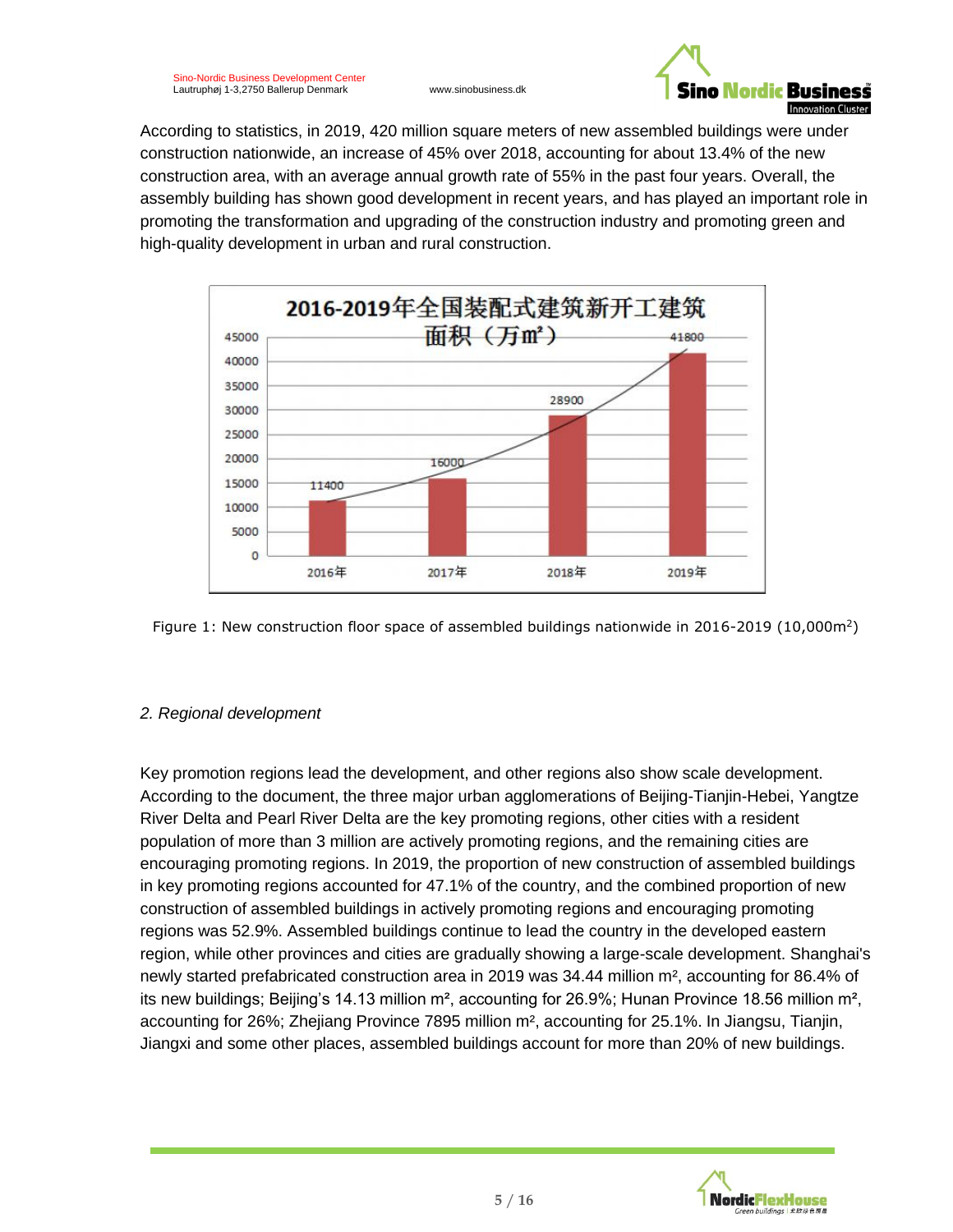According to statistics, in 2019, 420 million square meters of new assembled buildings were under construction nationwide, an increase of 45% over 2018, accounting for about 13.4% of the new construction area, with an average annual growth rate of 55% in the past four years. Overall, the assembly building has shown good development in recent years, and has played an important role in promoting the transformation and upgrading of the construction industry and promoting green and high-quality development in urban and rural construction.

2016-2019年全国装配式建筑新开工建筑面积（万m²）

45000
40000
35000
30000
25000
20000
15000
10000
5000
0

11400
16000
28900
41800

2016年
2017年
2018年
2019年

Figure 1: New construction floor space of assembled buildings nationwide in 2016-2019 (10,000m²)

*2. Regional development*

Key promotion regions lead the development, and other regions also show scale development. According to the document, the three major urban agglomerations of Beijing-Tianjin-Hebei, Yangtze River Delta and Pearl River Delta are the key promoting regions, other cities with a resident population of more than 3 million are actively promoting regions, and the remaining cities are encouraging promoting regions. In 2019, the proportion of new construction of assembled buildings in key promoting regions accounted for 47.1% of the country, and the combined proportion of new construction of assembled buildings in actively promoting regions and encouraging promoting regions was 52.9%. Assembled buildings continue to lead the country in the developed eastern region, while other provinces and cities are gradually showing a large-scale development. Shanghai's newly started prefabricated construction area in 2019 was 34.44 million m², accounting for 86.4% of its new buildings; Beijing's 14.13 million m², accounting for 26.9%; Hunan Province 18.56 million m², accounting for 26%; Zhejiang Province 7895 million m², accounting for 25.1%. In Jiangsu, Tianjin, Jiangxi and some other places, assembled buildings account for more than 20% of new buildings.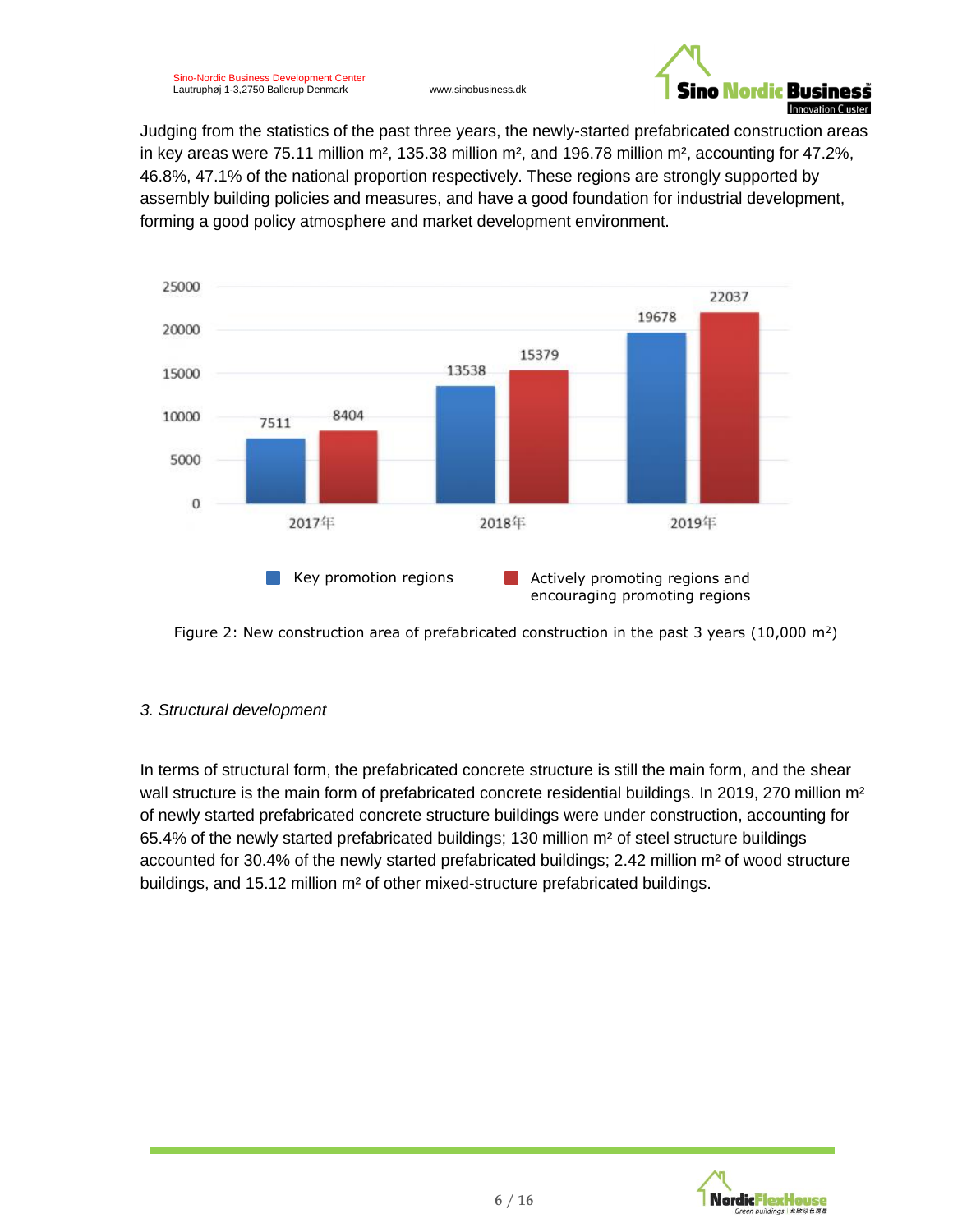Judging from the statistics of the past three years, the newly-started prefabricated construction areas in key areas were 75.11 million m², 135.38 million m², and 196.78 million m², accounting for 47.2%, 46.8%, 47.1% of the national proportion respectively. These regions are strongly supported by assembly building policies and measures, and have a good foundation for industrial development, forming a good policy atmosphere and market development environment.

25000
20000
15000
10000
5000
0

7511
8404
13538
15379
19678
22037

2017年
2018年
2019年

Key promotion regions
Actively promoting regions and encouraging promoting regions

Figure 2: New construction area of prefabricated construction in the past 3 years (10,000 m²)

*3. Structural development*

In terms of structural form, the prefabricated concrete structure is still the main form, and the shear wall structure is the main form of prefabricated concrete residential buildings. In 2019, 270 million m² of newly started prefabricated concrete structure buildings were under construction, accounting for 65.4% of the newly started prefabricated buildings; 130 million m² of steel structure buildings accounted for 30.4% of the newly started prefabricated buildings; 2.42 million m² of wood structure buildings, and 15.12 million m² of other mixed-structure prefabricated buildings.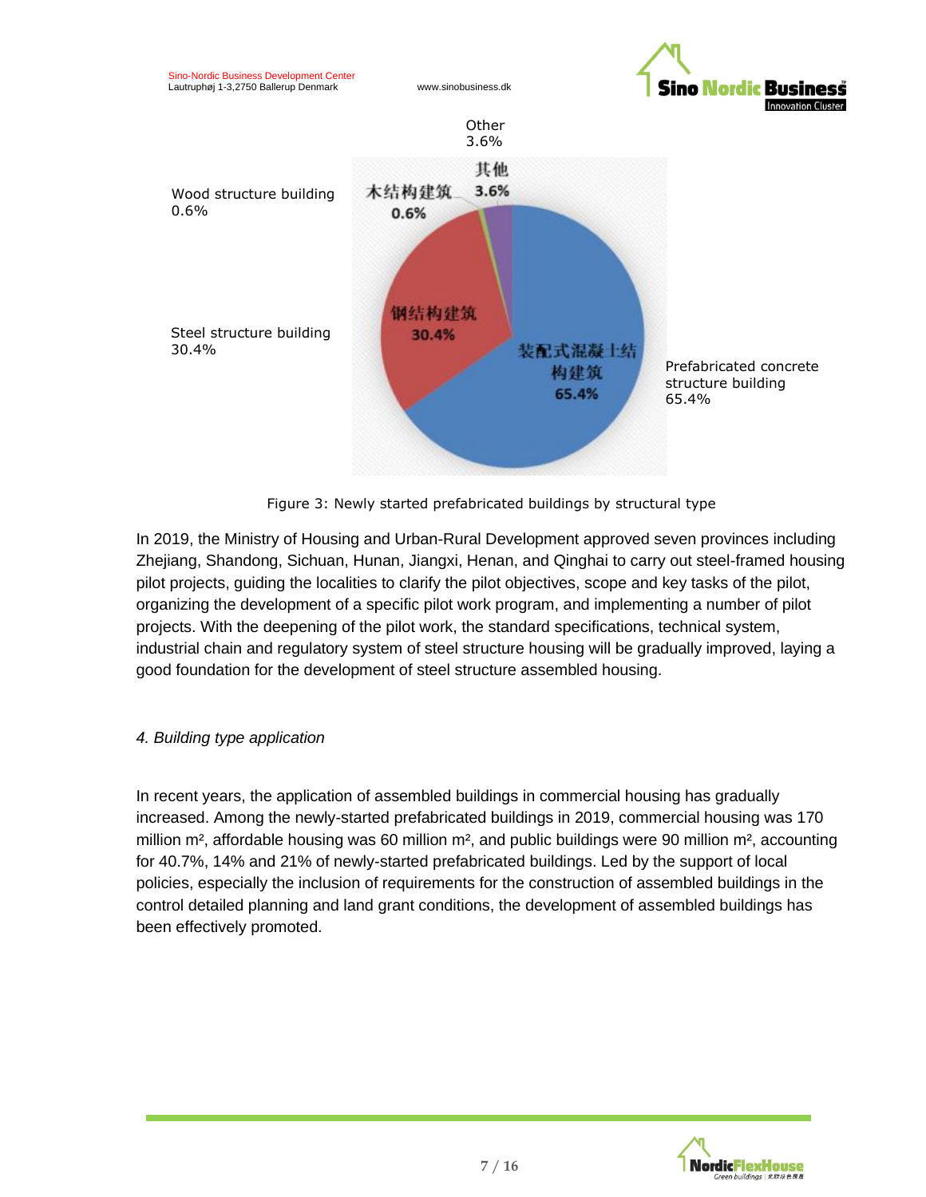Other
3.6%

Wood structure building
0.6%

Steel structure building
30.4%

Prefabricated concrete structure building
65.4%

Figure 3: Newly started prefabricated buildings by structural type

In 2019, the Ministry of Housing and Urban-Rural Development approved seven provinces including Zhejiang, Shandong, Sichuan, Hunan, Jiangxi, Henan, and Qinghai to carry out steel-framed housing pilot projects, guiding the localities to clarify the pilot objectives, scope and key tasks of the pilot, organizing the development of a specific pilot work program, and implementing a number of pilot projects. With the deepening of the pilot work, the standard specifications, technical system, industrial chain and regulatory system of steel structure housing will be gradually improved, laying a good foundation for the development of steel structure assembled housing.

*4. Building type application*

In recent years, the application of assembled buildings in commercial housing has gradually increased. Among the newly-started prefabricated buildings in 2019, commercial housing was 170 million m², affordable housing was 60 million m², and public buildings were 90 million m², accounting for 40.7%, 14% and 21% of newly-started prefabricated buildings. Led by the support of local policies, especially the inclusion of requirements for the construction of assembled buildings in the control detailed planning and land grant conditions, the development of assembled buildings has been effectively promoted.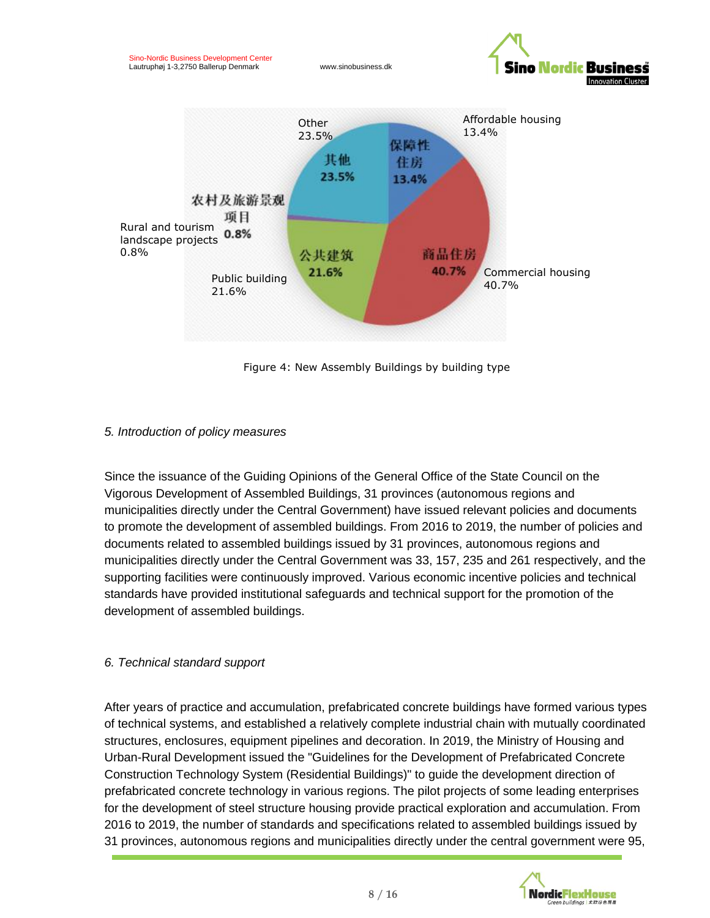Other
23.5%
其他
23.5%

Affordable housing
13.4%
保障性
住房
13.4%

农村及旅游景观
项目
0.8%
Rural and tourism
landscape projects
0.8%

公共建筑
21.6%
Public building
21.6%

商品住房
40.7%
Commercial housing
40.7%

Figure 4: New Assembly Buildings by building type

*5. Introduction of policy measures*

Since the issuance of the Guiding Opinions of the General Office of the State Council on the Vigorous Development of Assembled Buildings, 31 provinces (autonomous regions and municipalities directly under the Central Government) have issued relevant policies and documents to promote the development of assembled buildings. From 2016 to 2019, the number of policies and documents related to assembled buildings issued by 31 provinces, autonomous regions and municipalities directly under the Central Government was 33, 157, 235 and 261 respectively, and the supporting facilities were continuously improved. Various economic incentive policies and technical standards have provided institutional safeguards and technical support for the promotion of the development of assembled buildings.

*6. Technical standard support*

After years of practice and accumulation, prefabricated concrete buildings have formed various types of technical systems, and established a relatively complete industrial chain with mutually coordinated structures, enclosures, equipment pipelines and decoration. In 2019, the Ministry of Housing and Urban-Rural Development issued the "Guidelines for the Development of Prefabricated Concrete Construction Technology System (Residential Buildings)" to guide the development direction of prefabricated concrete technology in various regions. The pilot projects of some leading enterprises for the development of steel structure housing provide practical exploration and accumulation. From 2016 to 2019, the number of standards and specifications related to assembled buildings issued by 31 provinces, autonomous regions and municipalities directly under the central government were 95,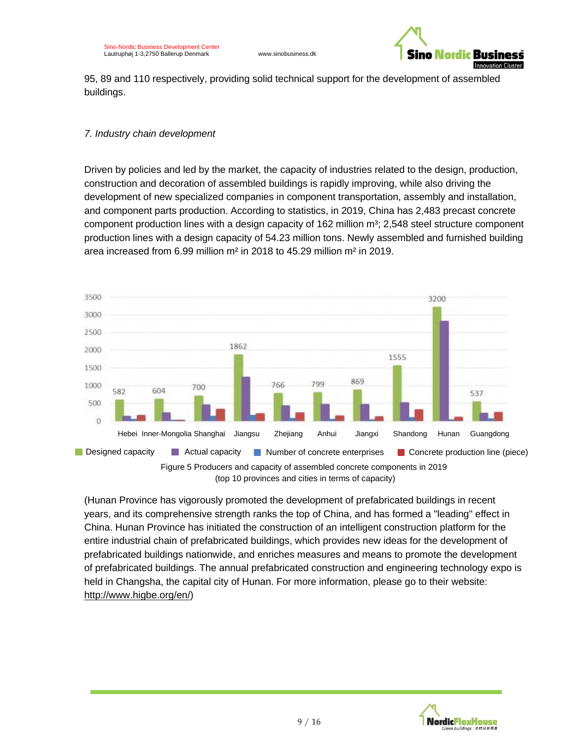95, 89 and 110 respectively, providing solid technical support for the development of assembled buildings.

*7. Industry chain development*

Driven by policies and led by the market, the capacity of industries related to the design, production, construction and decoration of assembled buildings is rapidly improving, while also driving the development of new specialized companies in component transportation, assembly and installation, and component parts production. According to statistics, in 2019, China has 2,483 precast concrete component production lines with a design capacity of 162 million m³; 2,548 steel structure component production lines with a design capacity of 54.23 million tons. Newly assembled and furnished building area increased from 6.99 million m² in 2018 to 45.29 million m² in 2019.

3500
3000
2500
2000
1500
1000
500
0

582 604 700 1862 766 799 869 1555 3200 537

Hebei Inner-Mongolia Shanghai Jiangsu Zhejiang Anhui Jiangxi Shandong Hunan Guangdong

Designed capacity Actual capacity Number of concrete enterprises Concrete production line (piece)

Figure 5 Producers and capacity of assembled concrete components in 2019
(top 10 provinces and cities in terms of capacity)

(Hunan Province has vigorously promoted the development of prefabricated buildings in recent years, and its comprehensive strength ranks the top of China, and has formed a "leading" effect in China. Hunan Province has initiated the construction of an intelligent construction platform for the entire industrial chain of prefabricated buildings, which provides new ideas for the development of prefabricated buildings nationwide, and enriches measures and means to promote the development of prefabricated buildings. The annual prefabricated construction and engineering technology expo is held in Changsha, the capital city of Hunan. For more information, please go to their website: http://www.higbe.org/en/)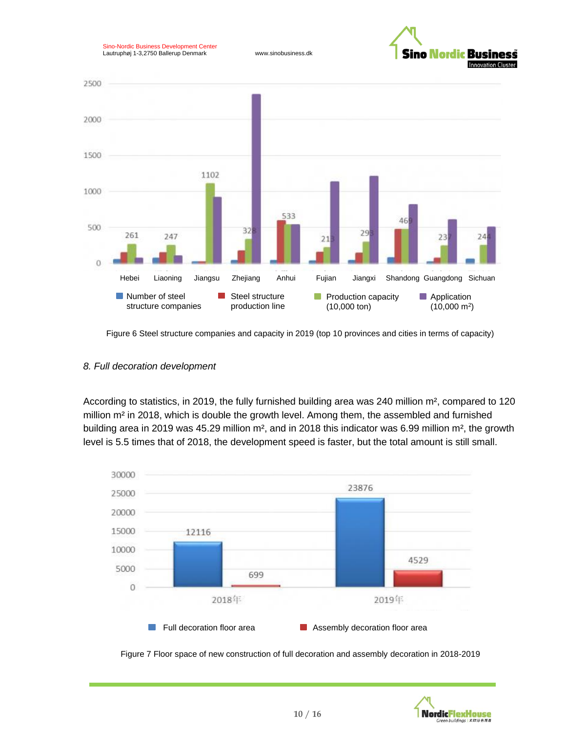2500
2000
1500
1000
500
0

261
247
1102
328
533
213
293
469
237
244

Hebei
Liaoning
Jiangsu
Zhejiang
Anhui
Fujian
Jiangxi
Shandong
Guangdong
Sichuan

Number of steel structure companies
Steel structure production line
Production capacity (10,000 ton)
Application (10,000 m²)

Figure 6 Steel structure companies and capacity in 2019 (top 10 provinces and cities in terms of capacity)

*8. Full decoration development*

According to statistics, in 2019, the fully furnished building area was 240 million m², compared to 120 million m² in 2018, which is double the growth level. Among them, the assembled and furnished building area in 2019 was 45.29 million m², and in 2018 this indicator was 6.99 million m², the growth level is 5.5 times that of 2018, the development speed is faster, but the total amount is still small.

30000
25000
20000
15000
10000
5000
0

12116
699
23876
4529

2018年
2019年

Full decoration floor area
Assembly decoration floor area

Figure 7 Floor space of new construction of full decoration and assembly decoration in 2018-2019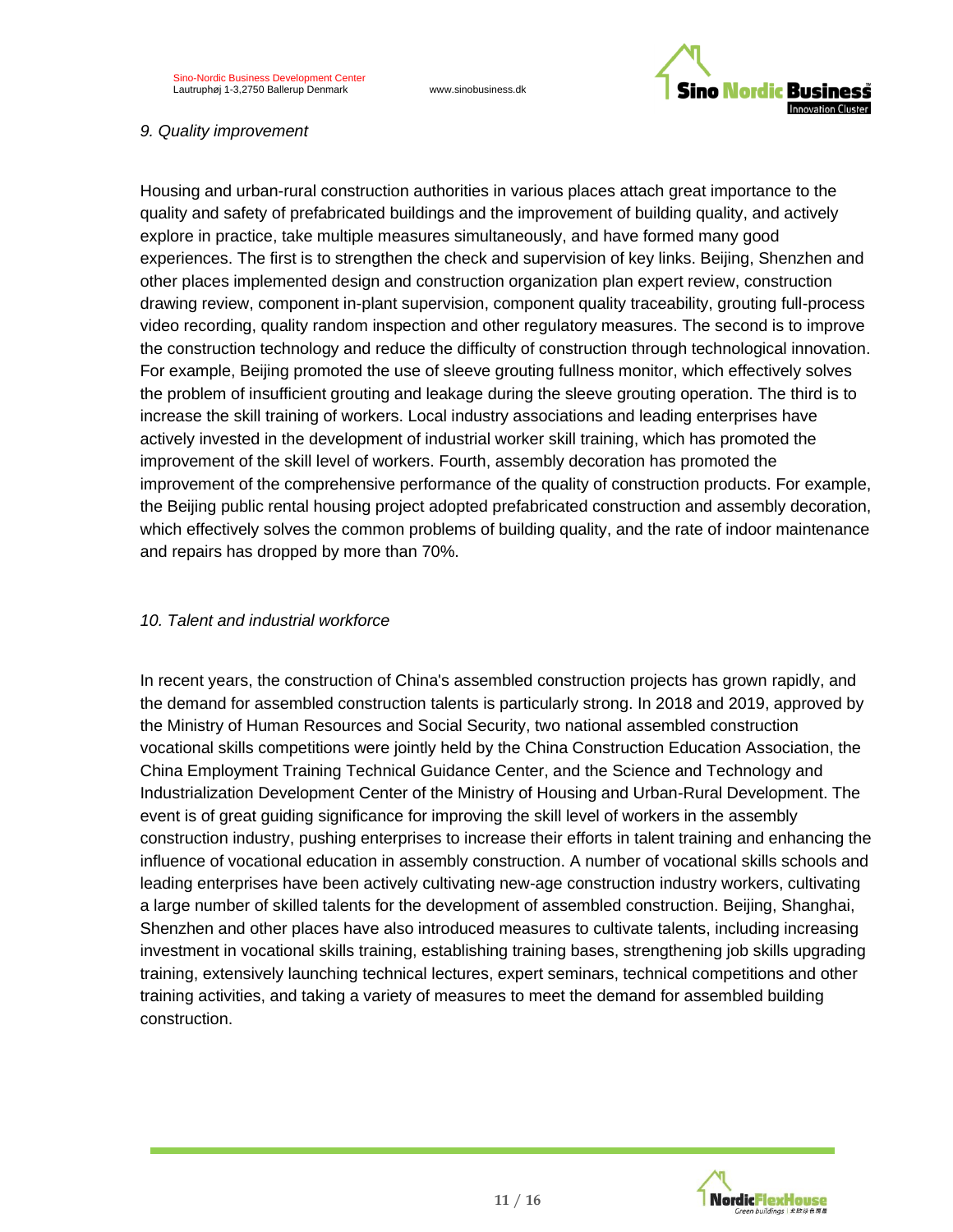*9. Quality improvement*

Housing and urban-rural construction authorities in various places attach great importance to the quality and safety of prefabricated buildings and the improvement of building quality, and actively explore in practice, take multiple measures simultaneously, and have formed many good experiences. The first is to strengthen the check and supervision of key links. Beijing, Shenzhen and other places implemented design and construction organization plan expert review, construction drawing review, component in-plant supervision, component quality traceability, grouting full-process video recording, quality random inspection and other regulatory measures. The second is to improve the construction technology and reduce the difficulty of construction through technological innovation. For example, Beijing promoted the use of sleeve grouting fullness monitor, which effectively solves the problem of insufficient grouting and leakage during the sleeve grouting operation. The third is to increase the skill training of workers. Local industry associations and leading enterprises have actively invested in the development of industrial worker skill training, which has promoted the improvement of the skill level of workers. Fourth, assembly decoration has promoted the improvement of the comprehensive performance of the quality of construction products. For example, the Beijing public rental housing project adopted prefabricated construction and assembly decoration, which effectively solves the common problems of building quality, and the rate of indoor maintenance and repairs has dropped by more than 70%.

*10. Talent and industrial workforce*

In recent years, the construction of China's assembled construction projects has grown rapidly, and the demand for assembled construction talents is particularly strong. In 2018 and 2019, approved by the Ministry of Human Resources and Social Security, two national assembled construction vocational skills competitions were jointly held by the China Construction Education Association, the China Employment Training Technical Guidance Center, and the Science and Technology and Industrialization Development Center of the Ministry of Housing and Urban-Rural Development. The event is of great guiding significance for improving the skill level of workers in the assembly construction industry, pushing enterprises to increase their efforts in talent training and enhancing the influence of vocational education in assembly construction. A number of vocational skills schools and leading enterprises have been actively cultivating new-age construction industry workers, cultivating a large number of skilled talents for the development of assembled construction. Beijing, Shanghai, Shenzhen and other places have also introduced measures to cultivate talents, including increasing investment in vocational skills training, establishing training bases, strengthening job skills upgrading training, extensively launching technical lectures, expert seminars, technical competitions and other training activities, and taking a variety of measures to meet the demand for assembled building construction.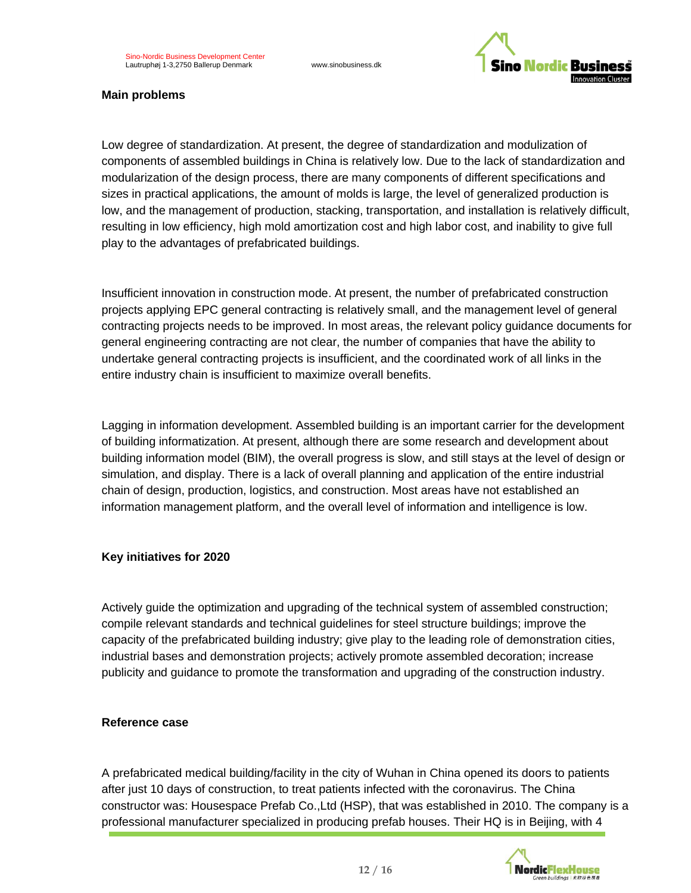**Main problems**

Low degree of standardization. At present, the degree of standardization and modulization of components of assembled buildings in China is relatively low. Due to the lack of standardization and modularization of the design process, there are many components of different specifications and sizes in practical applications, the amount of molds is large, the level of generalized production is low, and the management of production, stacking, transportation, and installation is relatively difficult, resulting in low efficiency, high mold amortization cost and high labor cost, and inability to give full play to the advantages of prefabricated buildings.

Insufficient innovation in construction mode. At present, the number of prefabricated construction projects applying EPC general contracting is relatively small, and the management level of general contracting projects needs to be improved. In most areas, the relevant policy guidance documents for general engineering contracting are not clear, the number of companies that have the ability to undertake general contracting projects is insufficient, and the coordinated work of all links in the entire industry chain is insufficient to maximize overall benefits.

Lagging in information development. Assembled building is an important carrier for the development of building informatization. At present, although there are some research and development about building information model (BIM), the overall progress is slow, and still stays at the level of design or simulation, and display. There is a lack of overall planning and application of the entire industrial chain of design, production, logistics, and construction. Most areas have not established an information management platform, and the overall level of information and intelligence is low.

**Key initiatives for 2020**

Actively guide the optimization and upgrading of the technical system of assembled construction; compile relevant standards and technical guidelines for steel structure buildings; improve the capacity of the prefabricated building industry; give play to the leading role of demonstration cities, industrial bases and demonstration projects; actively promote assembled decoration; increase publicity and guidance to promote the transformation and upgrading of the construction industry.

**Reference case**

A prefabricated medical building/facility in the city of Wuhan in China opened its doors to patients after just 10 days of construction, to treat patients infected with the coronavirus. The China constructor was: Housespace Prefab Co.,Ltd (HSP), that was established in 2010. The company is a professional manufacturer specialized in producing prefab houses. Their HQ is in Beijing, with 4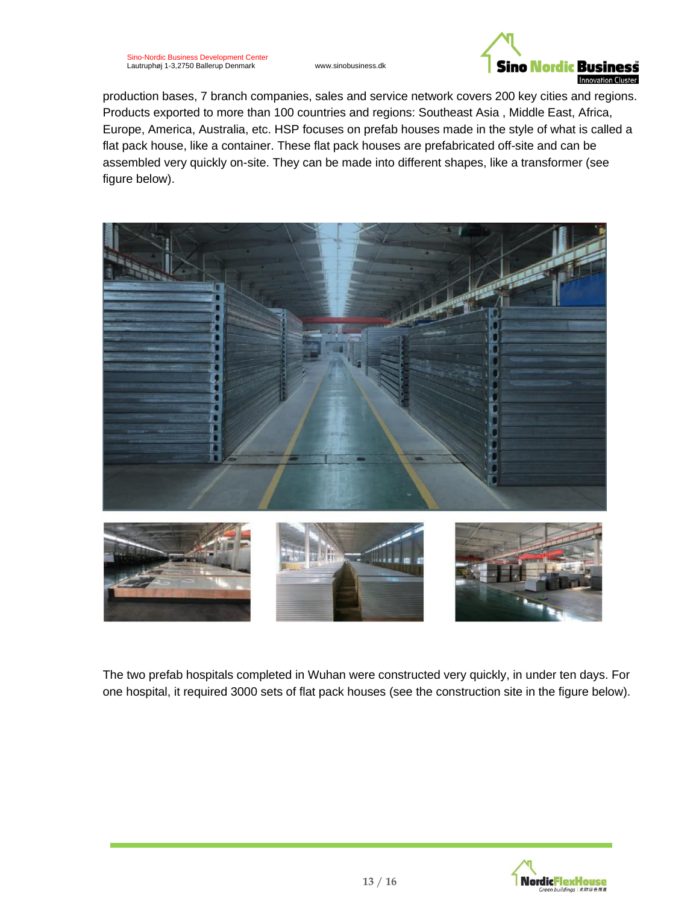production bases, 7 branch companies, sales and service network covers 200 key cities and regions. Products exported to more than 100 countries and regions: Southeast Asia , Middle East, Africa, Europe, America, Australia, etc. HSP focuses on prefab houses made in the style of what is called a flat pack house, like a container. These flat pack houses are prefabricated off-site and can be assembled very quickly on-site. They can be made into different shapes, like a transformer (see figure below).

The two prefab hospitals completed in Wuhan were constructed very quickly, in under ten days. For one hospital, it required 3000 sets of flat pack houses (see the construction site in the figure below).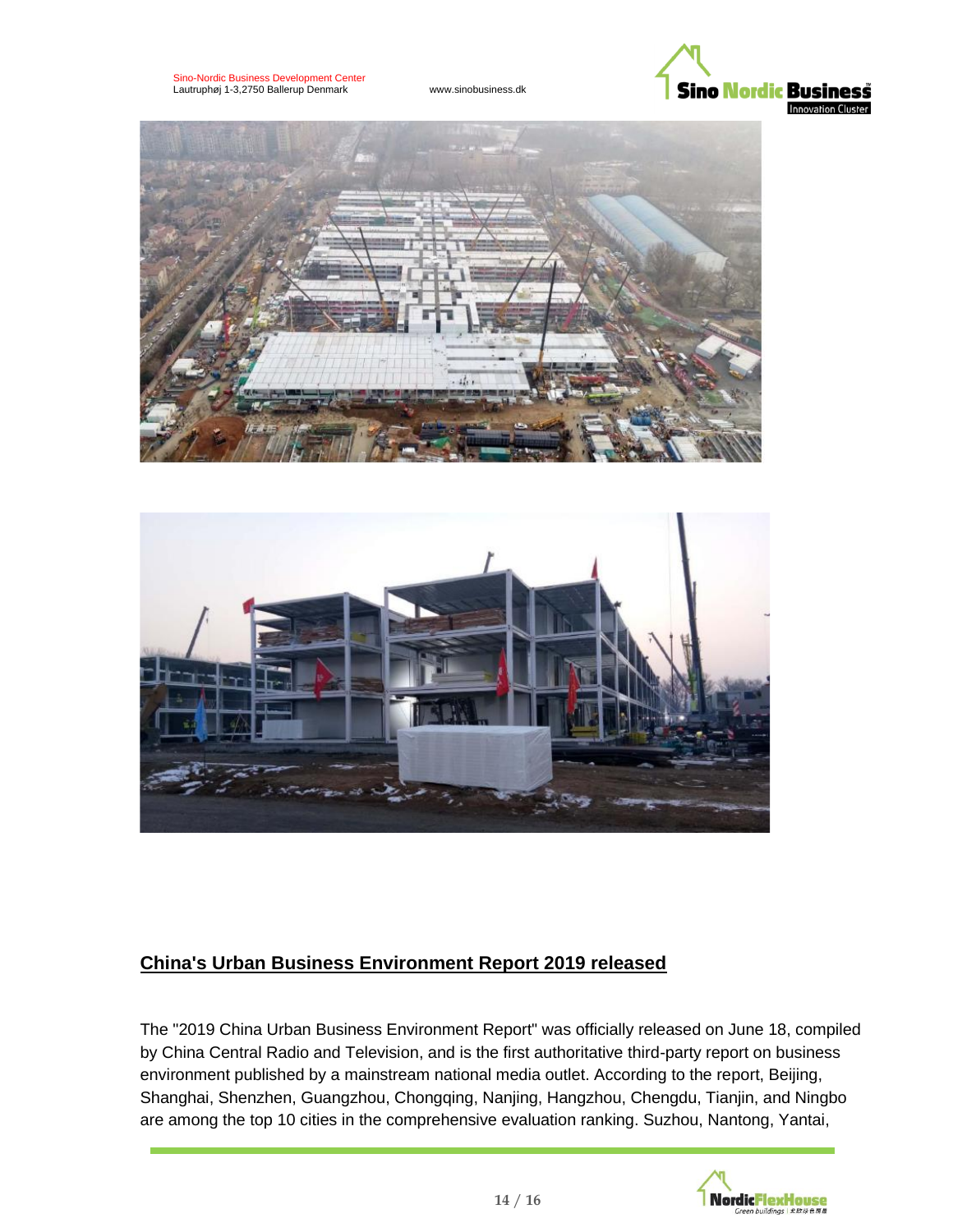## China's Urban Business Environment Report 2019 released

The "2019 China Urban Business Environment Report" was officially released on June 18, compiled by China Central Radio and Television, and is the first authoritative third-party report on business environment published by a mainstream national media outlet. According to the report, Beijing, Shanghai, Shenzhen, Guangzhou, Chongqing, Nanjing, Hangzhou, Chengdu, Tianjin, and Ningbo are among the top 10 cities in the comprehensive evaluation ranking. Suzhou, Nantong, Yantai,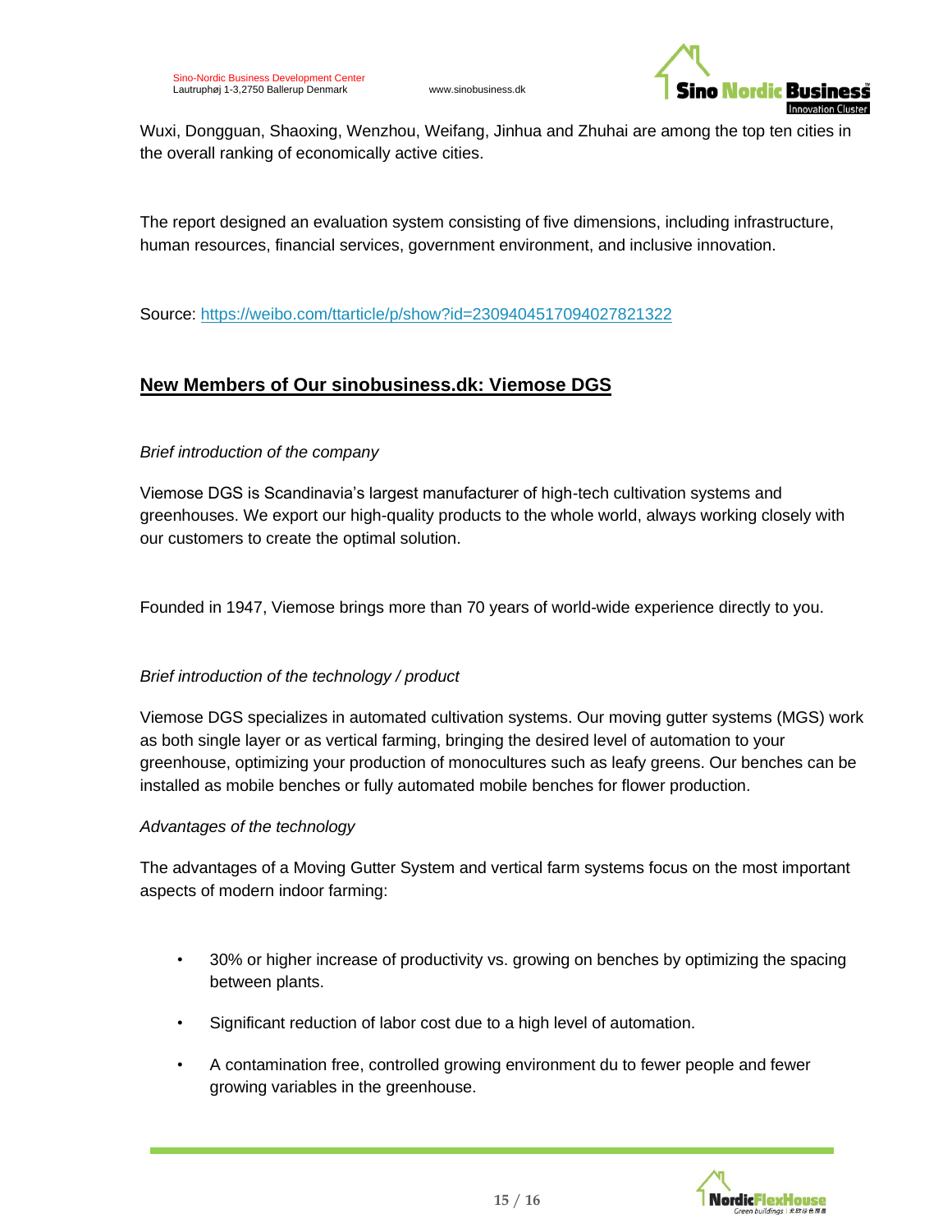Wuxi, Dongguan, Shaoxing, Wenzhou, Weifang, Jinhua and Zhuhai are among the top ten cities in the overall ranking of economically active cities.

The report designed an evaluation system consisting of five dimensions, including infrastructure, human resources, financial services, government environment, and inclusive innovation.

Source: [https://weibo.com/ttarticle/p/show?id=2309404517094027821322](https://weibo.com/ttarticle/p/show?id=2309404517094027821322)

## New Members of Our sinobusiness.dk: Viemose DGS

*Brief introduction of the company*

Viemose DGS is Scandinavia's largest manufacturer of high-tech cultivation systems and greenhouses. We export our high-quality products to the whole world, always working closely with our customers to create the optimal solution.

Founded in 1947, Viemose brings more than 70 years of world-wide experience directly to you.

*Brief introduction of the technology / product*

Viemose DGS specializes in automated cultivation systems. Our moving gutter systems (MGS) work as both single layer or as vertical farming, bringing the desired level of automation to your greenhouse, optimizing your production of monocultures such as leafy greens. Our benches can be installed as mobile benches or fully automated mobile benches for flower production.

*Advantages of the technology*

The advantages of a Moving Gutter System and vertical farm systems focus on the most important aspects of modern indoor farming:

- 30% or higher increase of productivity vs. growing on benches by optimizing the spacing between plants.
- Significant reduction of labor cost due to a high level of automation.
- A contamination free, controlled growing environment du to fewer people and fewer growing variables in the greenhouse.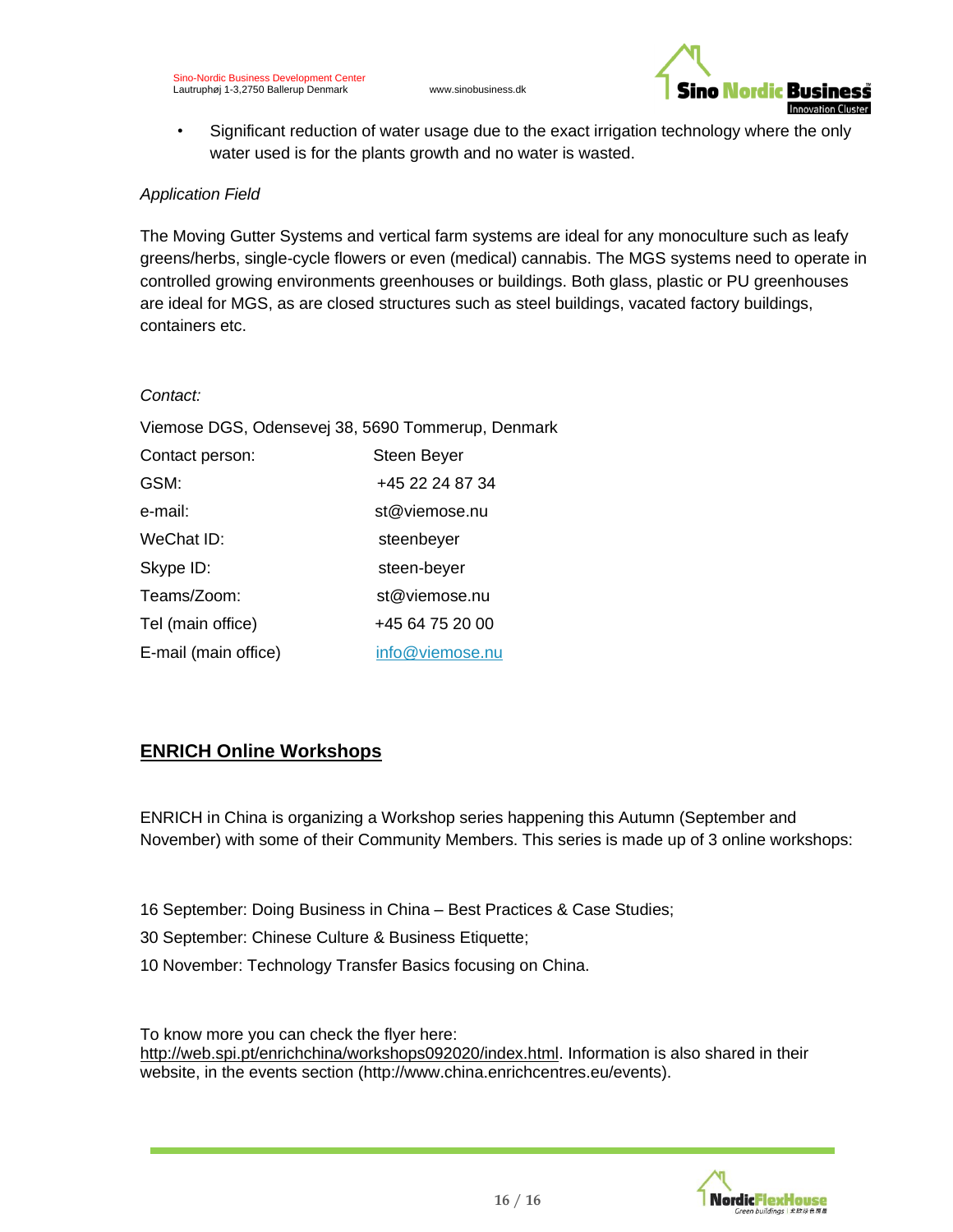- Significant reduction of water usage due to the exact irrigation technology where the only water used is for the plants growth and no water is wasted.

*Application Field*

The Moving Gutter Systems and vertical farm systems are ideal for any monoculture such as leafy greens/herbs, single-cycle flowers or even (medical) cannabis. The MGS systems need to operate in controlled growing environments greenhouses or buildings. Both glass, plastic or PU greenhouses are ideal for MGS, as are closed structures such as steel buildings, vacated factory buildings, containers etc.

*Contact:*

Viemose DGS, Odensevej 38, 5690 Tommerup, Denmark

| | |
|---|---|
| Contact person: | Steen Beyer |
| GSM: | +45 22 24 87 34 |
| e-mail: | st@viemose.nu |
| WeChat ID: | steenbeyer |
| Skype ID: | steen-beyer |
| Teams/Zoom: | st@viemose.nu |
| Tel (main office) | +45 64 75 20 00 |
| E-mail (main office) | info@viemose.nu |

## ENRICH Online Workshops

ENRICH in China is organizing a Workshop series happening this Autumn (September and November) with some of their Community Members. This series is made up of 3 online workshops:

16 September: Doing Business in China – Best Practices & Case Studies;

30 September: Chinese Culture & Business Etiquette;

10 November: Technology Transfer Basics focusing on China.

To know more you can check the flyer here: http://web.spi.pt/enrichchina/workshops092020/index.html. Information is also shared in their website, in the events section (http://www.china.enrichcentres.eu/events).